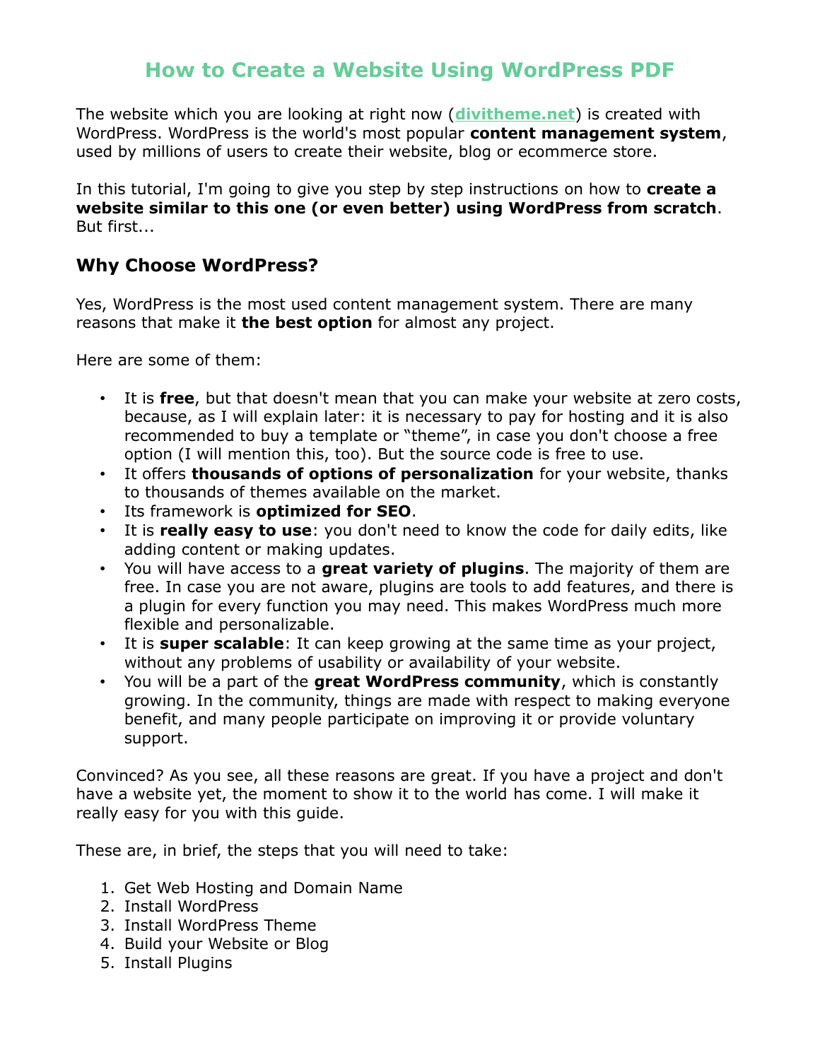# How to Create a Website Using WordPress PDF

The website which you are looking at right now (**divitheme.net**) is created with WordPress. WordPress is the world's most popular **content management system**, used by millions of users to create their website, blog or ecommerce store.

In this tutorial, I'm going to give you step by step instructions on how to **create a website similar to this one (or even better) using WordPress from scratch**. But first...

## Why Choose WordPress?

Yes, WordPress is the most used content management system. There are many reasons that make it **the best option** for almost any project.

Here are some of them:

- It is **free**, but that doesn't mean that you can make your website at zero costs, because, as I will explain later: it is necessary to pay for hosting and it is also recommended to buy a template or "theme", in case you don't choose a free option (I will mention this, too). But the source code is free to use.
- It offers **thousands of options of personalization** for your website, thanks to thousands of themes available on the market.
- Its framework is **optimized for SEO**.
- It is **really easy to use**: you don't need to know the code for daily edits, like adding content or making updates.
- You will have access to a **great variety of plugins**. The majority of them are free. In case you are not aware, plugins are tools to add features, and there is a plugin for every function you may need. This makes WordPress much more flexible and personalizable.
- It is **super scalable**: It can keep growing at the same time as your project, without any problems of usability or availability of your website.
- You will be a part of the **great WordPress community**, which is constantly growing. In the community, things are made with respect to making everyone benefit, and many people participate on improving it or provide voluntary support.

Convinced? As you see, all these reasons are great. If you have a project and don't have a website yet, the moment to show it to the world has come. I will make it really easy for you with this guide.

These are, in brief, the steps that you will need to take:

1. Get Web Hosting and Domain Name
2. Install WordPress
3. Install WordPress Theme
4. Build your Website or Blog
5. Install Plugins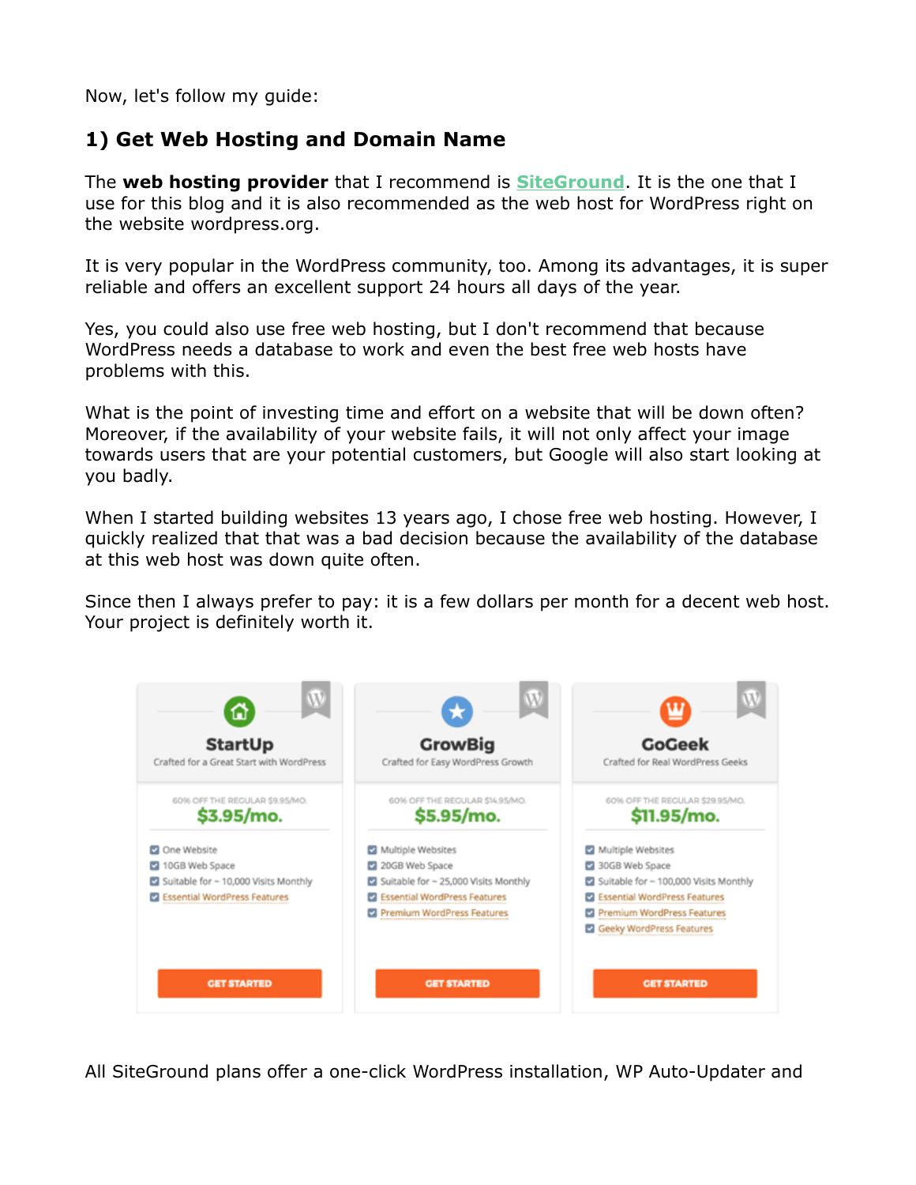Now, let's follow my guide:

### 1) Get Web Hosting and Domain Name

The **web hosting provider** that I recommend is SiteGround. It is the one that I use for this blog and it is also recommended as the web host for WordPress right on the website wordpress.org.

It is very popular in the WordPress community, too. Among its advantages, it is super reliable and offers an excellent support 24 hours all days of the year.

Yes, you could also use free web hosting, but I don't recommend that because WordPress needs a database to work and even the best free web hosts have problems with this.

What is the point of investing time and effort on a website that will be down often? Moreover, if the availability of your website fails, it will not only affect your image towards users that are your potential customers, but Google will also start looking at you badly.

When I started building websites 13 years ago, I chose free web hosting. However, I quickly realized that that was a bad decision because the availability of the database at this web host was down quite often.

Since then I always prefer to pay: it is a few dollars per month for a decent web host. Your project is definitely worth it.

| StartUp | GrowBig | GoGeek |
| --- | --- | --- |
| Crafted for a Great Start with WordPress | Crafted for Easy WordPress Growth | Crafted for Real WordPress Geeks |
| 60% OFF THE REGULAR $9.95/MO. | 60% OFF THE REGULAR $14.95/MO. | 60% OFF THE REGULAR $29.95/MO. |
| **$3.95/mo.** | **$5.95/mo.** | **$11.95/mo.** |
| One Website | Multiple Websites | Multiple Websites |
| 10GB Web Space | 20GB Web Space | 30GB Web Space |
| Suitable for ~ 10,000 Visits Monthly | Suitable for ~ 25,000 Visits Monthly | Suitable for ~ 100,000 Visits Monthly |
| Essential WordPress Features | Essential WordPress Features | Essential WordPress Features |
| | Premium WordPress Features | Premium WordPress Features |
| | | Geeky WordPress Features |
| GET STARTED | GET STARTED | GET STARTED |

All SiteGround plans offer a one-click WordPress installation, WP Auto-Updater and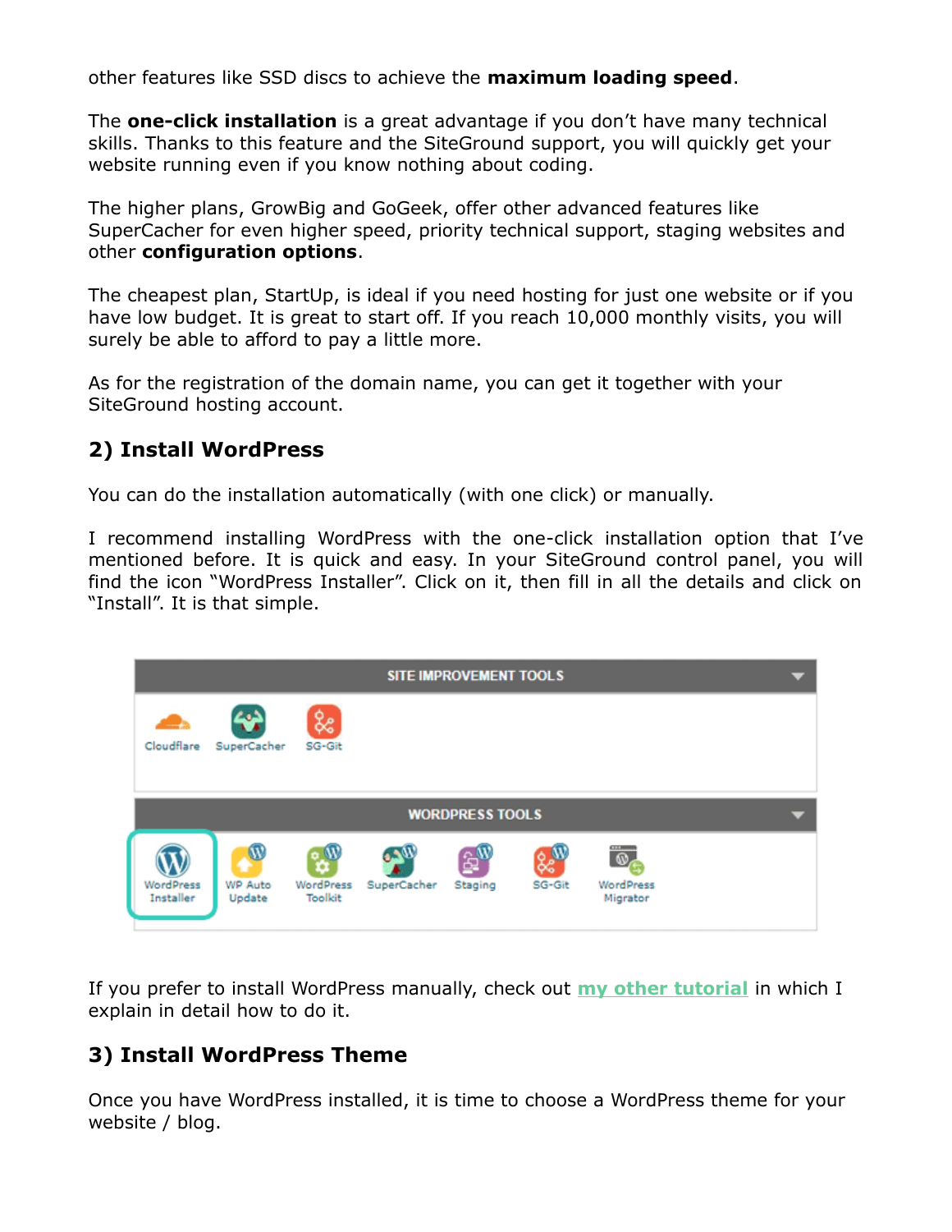other features like SSD discs to achieve the **maximum loading speed**.

The **one-click installation** is a great advantage if you don't have many technical skills. Thanks to this feature and the SiteGround support, you will quickly get your website running even if you know nothing about coding.

The higher plans, GrowBig and GoGeek, offer other advanced features like SuperCacher for even higher speed, priority technical support, staging websites and other **configuration options**.

The cheapest plan, StartUp, is ideal if you need hosting for just one website or if you have low budget. It is great to start off. If you reach 10,000 monthly visits, you will surely be able to afford to pay a little more.

As for the registration of the domain name, you can get it together with your SiteGround hosting account.

## 2) Install WordPress

You can do the installation automatically (with one click) or manually.

I recommend installing WordPress with the one-click installation option that I've mentioned before. It is quick and easy. In your SiteGround control panel, you will find the icon "WordPress Installer". Click on it, then fill in all the details and click on "Install". It is that simple.

If you prefer to install WordPress manually, check out [my other tutorial] in which I explain in detail how to do it.

## 3) Install WordPress Theme

Once you have WordPress installed, it is time to choose a WordPress theme for your website / blog.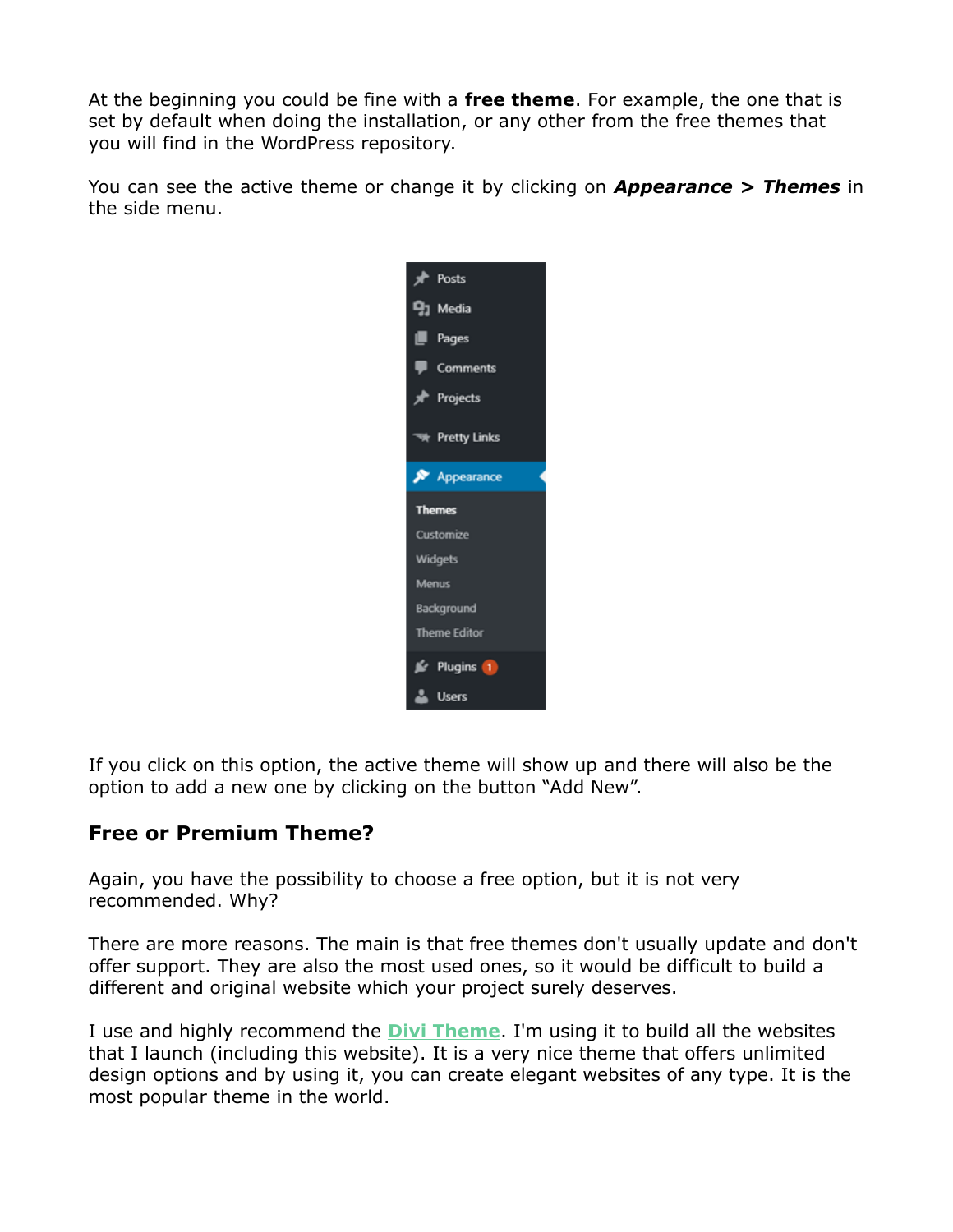At the beginning you could be fine with a **free theme**. For example, the one that is set by default when doing the installation, or any other from the free themes that you will find in the WordPress repository.

You can see the active theme or change it by clicking on ***Appearance > Themes*** in the side menu.

If you click on this option, the active theme will show up and there will also be the option to add a new one by clicking on the button “Add New”.

## Free or Premium Theme?

Again, you have the possibility to choose a free option, but it is not very recommended. Why?

There are more reasons. The main is that free themes don't usually update and don't offer support. They are also the most used ones, so it would be difficult to build a different and original website which your project surely deserves.

I use and highly recommend the **Divi Theme**. I'm using it to build all the websites that I launch (including this website). It is a very nice theme that offers unlimited design options and by using it, you can create elegant websites of any type. It is the most popular theme in the world.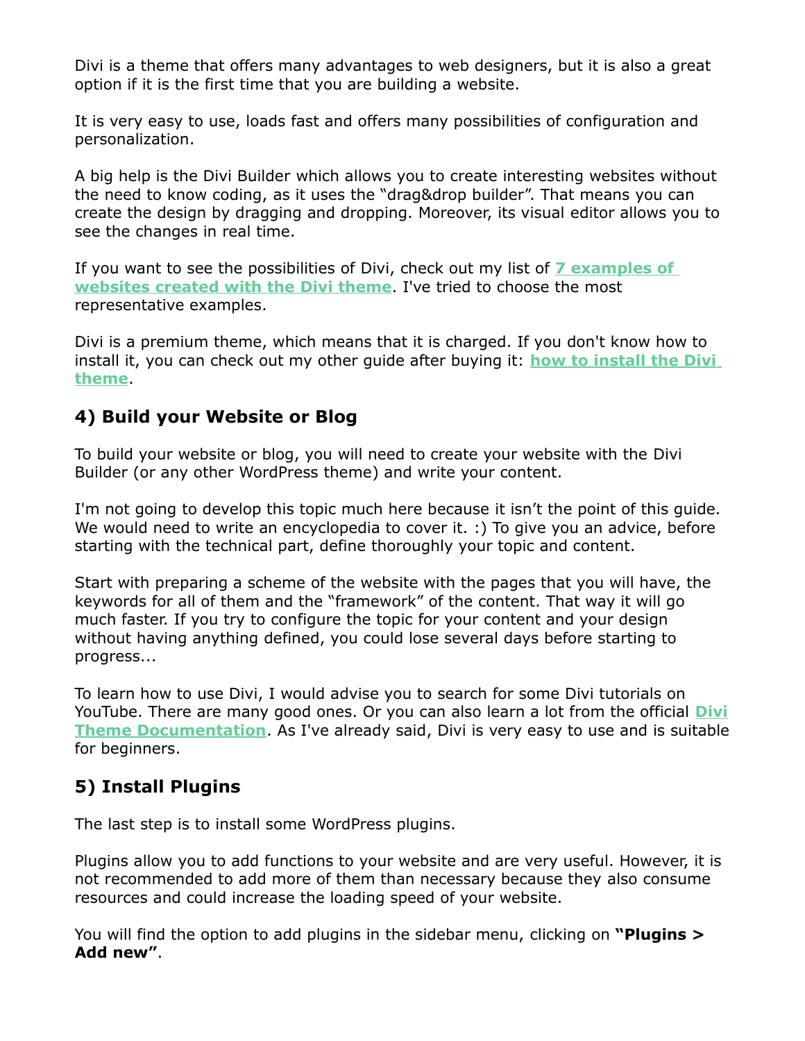Divi is a theme that offers many advantages to web designers, but it is also a great option if it is the first time that you are building a website.

It is very easy to use, loads fast and offers many possibilities of configuration and personalization.

A big help is the Divi Builder which allows you to create interesting websites without the need to know coding, as it uses the "drag&drop builder". That means you can create the design by dragging and dropping. Moreover, its visual editor allows you to see the changes in real time.

If you want to see the possibilities of Divi, check out my list of **7 examples of websites created with the Divi theme**. I've tried to choose the most representative examples.

Divi is a premium theme, which means that it is charged. If you don't know how to install it, you can check out my other guide after buying it: **how to install the Divi theme**.

## 4) Build your Website or Blog

To build your website or blog, you will need to create your website with the Divi Builder (or any other WordPress theme) and write your content.

I'm not going to develop this topic much here because it isn't the point of this guide. We would need to write an encyclopedia to cover it. :) To give you an advice, before starting with the technical part, define thoroughly your topic and content.

Start with preparing a scheme of the website with the pages that you will have, the keywords for all of them and the "framework" of the content. That way it will go much faster. If you try to configure the topic for your content and your design without having anything defined, you could lose several days before starting to progress...

To learn how to use Divi, I would advise you to search for some Divi tutorials on YouTube. There are many good ones. Or you can also learn a lot from the official **Divi Theme Documentation**. As I've already said, Divi is very easy to use and is suitable for beginners.

## 5) Install Plugins

The last step is to install some WordPress plugins.

Plugins allow you to add functions to your website and are very useful. However, it is not recommended to add more of them than necessary because they also consume resources and could increase the loading speed of your website.

You will find the option to add plugins in the sidebar menu, clicking on **"Plugins > Add new"**.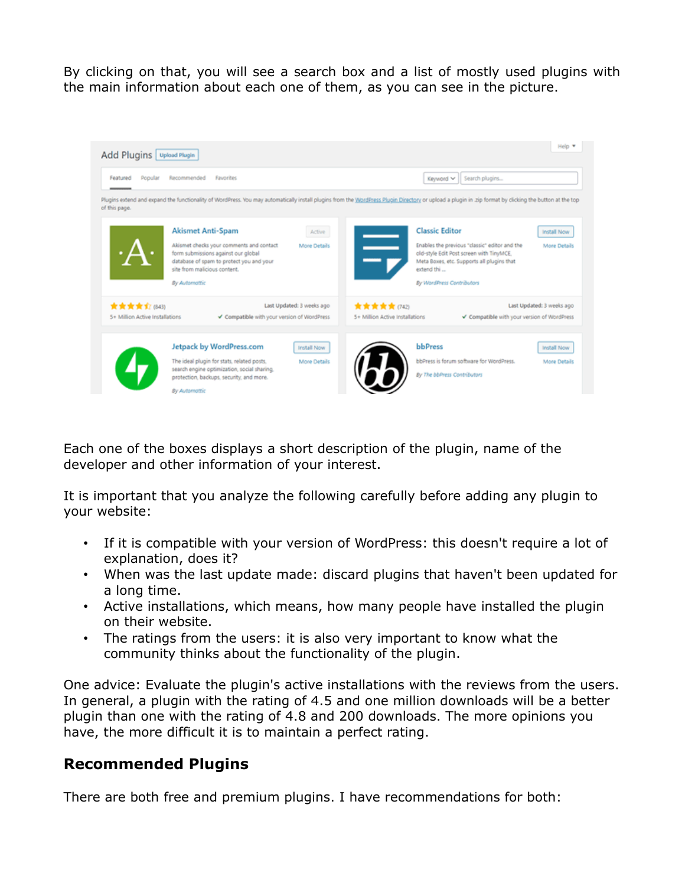By clicking on that, you will see a search box and a list of mostly used plugins with the main information about each one of them, as you can see in the picture.

Each one of the boxes displays a short description of the plugin, name of the developer and other information of your interest.

It is important that you analyze the following carefully before adding any plugin to your website:

- If it is compatible with your version of WordPress: this doesn't require a lot of explanation, does it?
- When was the last update made: discard plugins that haven't been updated for a long time.
- Active installations, which means, how many people have installed the plugin on their website.
- The ratings from the users: it is also very important to know what the community thinks about the functionality of the plugin.

One advice: Evaluate the plugin's active installations with the reviews from the users. In general, a plugin with the rating of 4.5 and one million downloads will be a better plugin than one with the rating of 4.8 and 200 downloads. The more opinions you have, the more difficult it is to maintain a perfect rating.

## Recommended Plugins

There are both free and premium plugins. I have recommendations for both: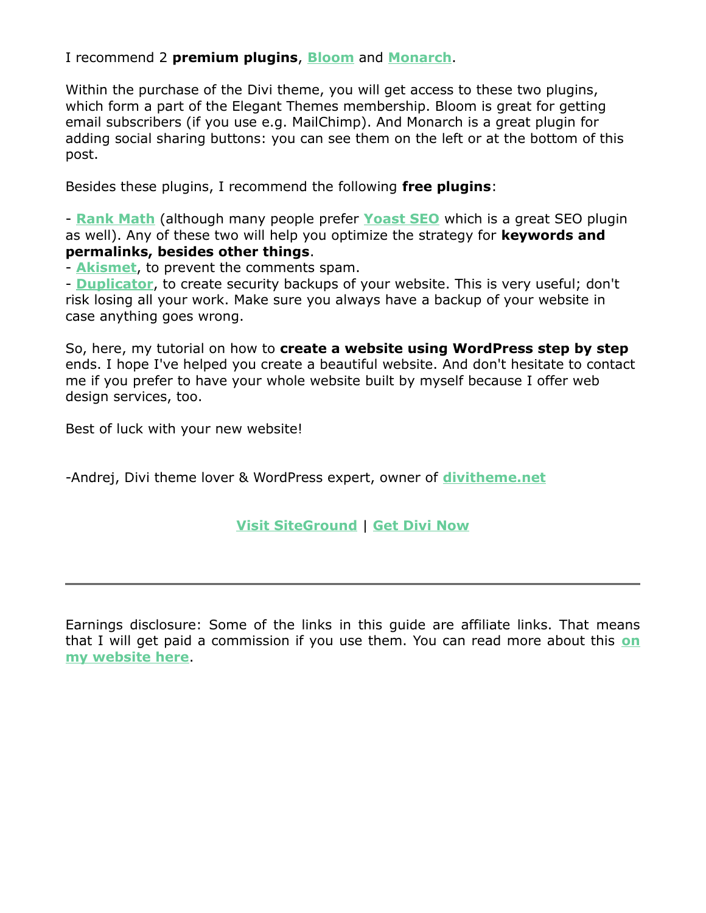I recommend 2 **premium plugins**, **Bloom** and **Monarch**.

Within the purchase of the Divi theme, you will get access to these two plugins, which form a part of the Elegant Themes membership. Bloom is great for getting email subscribers (if you use e.g. MailChimp). And Monarch is a great plugin for adding social sharing buttons: you can see them on the left or at the bottom of this post.

Besides these plugins, I recommend the following **free plugins**:

- **Rank Math** (although many people prefer **Yoast SEO** which is a great SEO plugin as well). Any of these two will help you optimize the strategy for **keywords and permalinks, besides other things**.
- **Akismet**, to prevent the comments spam.
- **Duplicator**, to create security backups of your website. This is very useful; don't risk losing all your work. Make sure you always have a backup of your website in case anything goes wrong.

So, here, my tutorial on how to **create a website using WordPress step by step** ends. I hope I've helped you create a beautiful website. And don't hesitate to contact me if you prefer to have your whole website built by myself because I offer web design services, too.

Best of luck with your new website!

-Andrej, Divi theme lover & WordPress expert, owner of **divitheme.net**

**Visit SiteGround** | **Get Divi Now**

---

Earnings disclosure: Some of the links in this guide are affiliate links. That means that I will get paid a commission if you use them. You can read more about this **on my website here**.